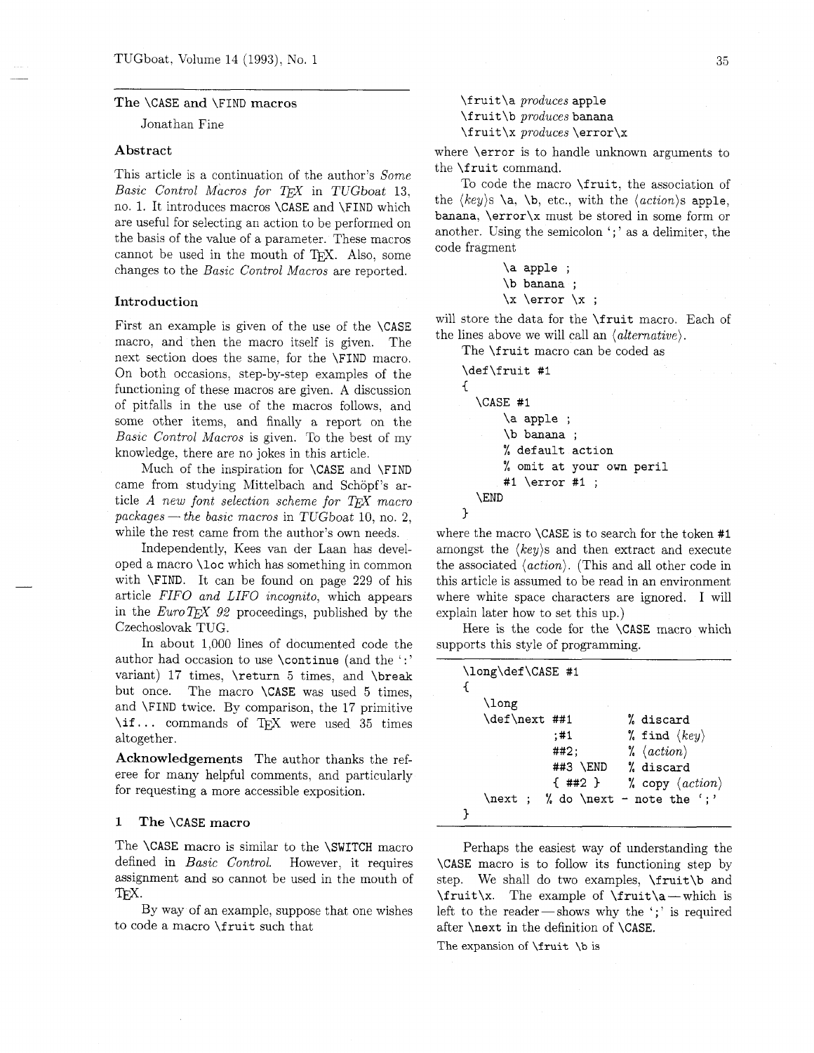## The \CASE and \FIND macros

Jonathan Fine

### Abstract

This article is a continuation of the author's *Some Basic Control Macros for TEX* in *TUGboat* 13, no. 1. It introduces macros \CASE and \FIND which are useful for selecting an action to be performed on the basis of the value of a parameter. These macros cannot be used in the mouth of TEX. Also, some changes to the *Basic Control Macros* are reported.

### Introduction

First an example is given of the use of the \CASE macro, and then the macro itself is given. The next section does the same, for the \FIND macro. On both occasions, step-by-step examples of the functioning of these macros are given. A discussion of pitfalls in the use of the macros follows, and some other items, and finally a report on the *Basic Control Macros* is given. To the best of my knowledge, there are no jokes in this article.

Much of the inspiration for \CASE and \FIND came from studying Mittelbach and Schöpf's article *A new font selection scheme for TEX macro packages — the basic macros* in *TUGboat* 10, no. 2, while the rest came from the author's own needs.

Independently, Kees van der Laan has developed a macro \loc which has something in common with \FIND. It can be found on page 229 of his article *FIFO and LIFO incognito*, which appears in the *EuroTEX 92* proceedings, published by the Czechoslovak TUG.

In about 1,000 lines of documented code the author had occasion to use \continue (and the ':' variant) 17 times, \return 5 times, and \break but once. The macro \CASE was used 5 times, and \FIND twice. By comparison, the 17 primitive \if... commands of TEX were used 35 times altogether.

**Acknowledgements** The author thanks the referee for many helpful comments, and particularly for requesting a more accessible exposition.

## 1 The \CASE macro

The \CASE macro is similar to the \SWITCH macro defined in *Basic Control*. However, it requires assignment and so cannot be used in the mouth of TEX.

By way of an example, suppose that one wishes to code a macro \fruit such that

\fruit\a *produces* apple
\fruit\b *produces* banana
\fruit\x *produces* \error\x

where \error is to handle unknown arguments to the \fruit command.

To code the macro \fruit, the association of the ⟨*key*⟩s \a, \b, etc., with the ⟨*action*⟩s apple, banana, \error\x must be stored in some form or another. Using the semicolon ';' as a delimiter, the code fragment

```
\a apple ;
\b banana ;
\x \error \x ;
```

will store the data for the \fruit macro. Each of the lines above we will call an ⟨*alternative*⟩.

The \fruit macro can be coded as

```
\def\fruit #1
{
  \CASE #1
     \a apple ;
     \b banana ;
     % default action
     % omit at your own peril
     #1 \error #1 ;
  \END
}
```

where the macro \CASE is to search for the token #1 amongst the ⟨*key*⟩s and then extract and execute the associated ⟨*action*⟩. (This and all other code in this article is assumed to be read in an environment where white space characters are ignored. I will explain later how to set this up.)

Here is the code for the \CASE macro which supports this style of programming.

```
\long\def\CASE #1
{
   \long
   \def\next ##1          % discard
             ;#1          % find ⟨key⟩
             ##2;         % ⟨action⟩
             ##3 \END     % discard
             { ##2 }      % copy ⟨action⟩
   \next ;  % do \next - note the ';'
}
```

Perhaps the easiest way of understanding the \CASE macro is to follow its functioning step by step. We shall do two examples, \fruit\b and \fruit\x. The example of \fruit\a — which is left to the reader — shows why the ';' is required after \next in the definition of \CASE.

The expansion of \fruit \b is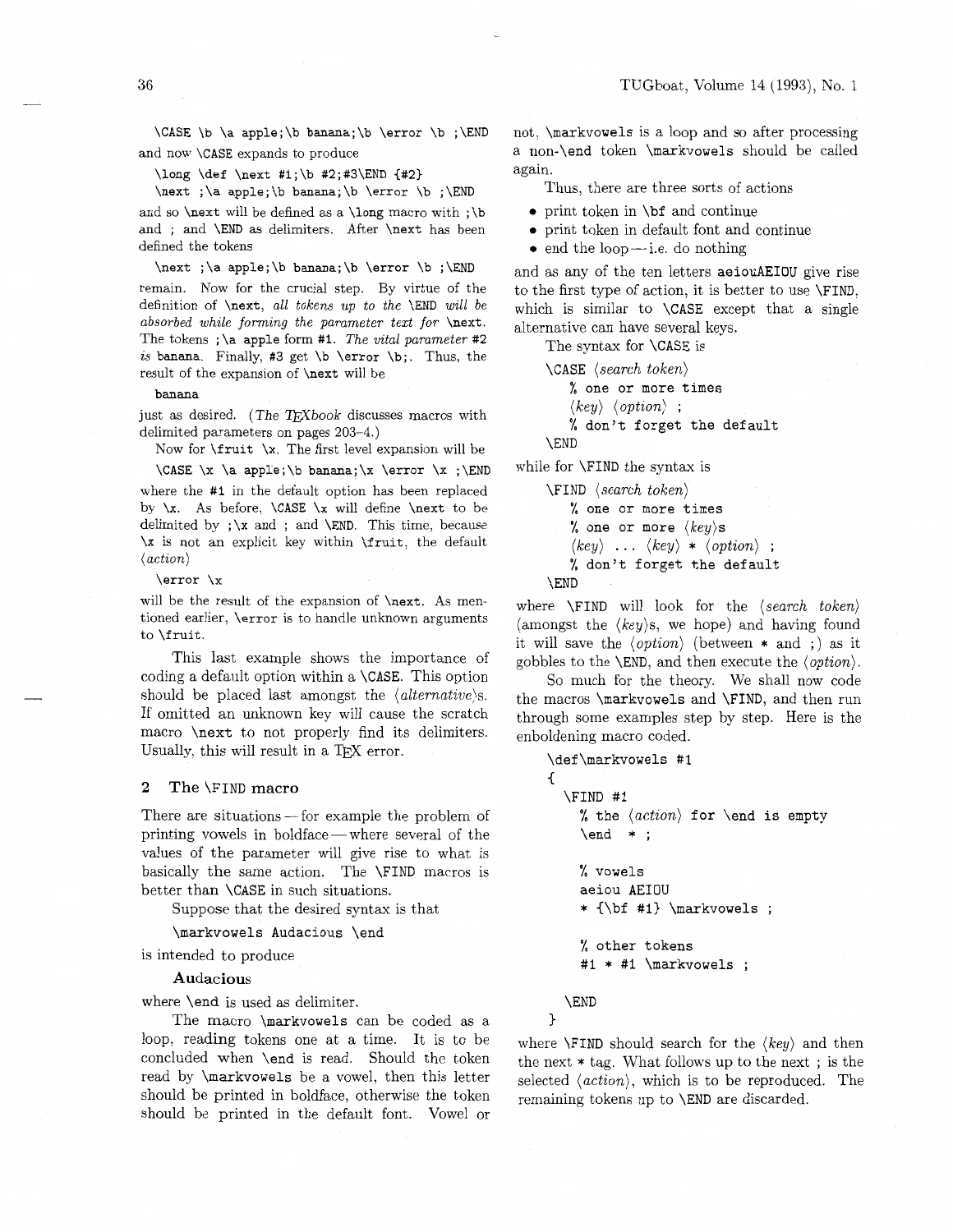```
\CASE \b \a apple;\b banana;\b \error \b ;\END
```

and now `\CASE` expands to produce

```
\long \def \next #1;\b #2;#3\END {#2}
\next ;\a apple;\b banana;\b \error \b ;\END
```

and so `\next` will be defined as a `\long` macro with `;\b` and `;` and `\END` as delimiters. After `\next` has been defined the tokens

```
\next ;\a apple;\b banana;\b \error \b ;\END
```

remain. Now for the crucial step. By virtue of the definition of `\next`, *all tokens up to the* `\END` *will be absorbed while forming the parameter text for* `\next`. The tokens `;\a apple` form `#1`. *The vital parameter* `#2` *is* `banana`. Finally, `#3` get `\b \error \b;`. Thus, the result of the expansion of `\next` will be

```
banana
```

just as desired. (*The TeXbook* discusses macros with delimited parameters on pages 203–4.)

Now for `\fruit \x`. The first level expansion will be

```
\CASE \x \a apple;\b banana;\x \error \x ;\END
```

where the `#1` in the default option has been replaced by `\x`. As before, `\CASE \x` will define `\next` to be delimited by `;\x` and `;` and `\END`. This time, because `\x` is not an explicit key within `\fruit`, the default ⟨*action*⟩

```
\error \x
```

will be the result of the expansion of `\next`. As mentioned earlier, `\error` is to handle unknown arguments to `\fruit`.

This last example shows the importance of coding a default option within a `\CASE`. This option should be placed last amongst the ⟨*alternative*⟩s. If omitted an unknown key will cause the scratch macro `\next` to not properly find its delimiters. Usually, this will result in a TeX error.

## 2 The `\FIND` macro

There are situations — for example the problem of printing vowels in boldface — where several of the values of the parameter will give rise to what is basically the same action. The `\FIND` macros is better than `\CASE` in such situations.

Suppose that the desired syntax is that

```
\markvowels Audacious \end
```

is intended to produce

**Audacious**

where `\end` is used as delimiter.

The macro `\markvowels` can be coded as a loop, reading tokens one at a time. It is to be concluded when `\end` is read. Should the token read by `\markvowels` be a vowel, then this letter should be printed in boldface, otherwise the token should be printed in the default font. Vowel or not, `\markvowels` is a loop and so after processing a non-`\end` token `\markvowels` should be called again.

Thus, there are three sorts of actions

- print token in `\bf` and continue
- print token in default font and continue
- end the loop — i.e. do nothing

and as any of the ten letters `aeiouAEIOU` give rise to the first type of action, it is better to use `\FIND`, which is similar to `\CASE` except that a single alternative can have several keys.

The syntax for `\CASE` is

```
\CASE ⟨search token⟩
   % one or more times
   ⟨key⟩ ⟨option⟩ ;
   % don't forget the default
\END
```

while for `\FIND` the syntax is

```
\FIND ⟨search token⟩
   % one or more times
   % one or more ⟨key⟩s
   ⟨key⟩ ... ⟨key⟩ * ⟨option⟩ ;
   % don't forget the default
\END
```

where `\FIND` will look for the ⟨*search token*⟩ (amongst the ⟨*key*⟩s, we hope) and having found it will save the ⟨*option*⟩ (between `*` and `;`) as it gobbles to the `\END`, and then execute the ⟨*option*⟩.

So much for the theory. We shall now code the macros `\markvowels` and `\FIND`, and then run through some examples step by step. Here is the enboldening macro coded.

```
\def\markvowels #1
{
  \FIND #1
    % the ⟨action⟩ for \end is empty
    \end  * ;

    % vowels
    aeiou AEIOU
    * {\bf #1} \markvowels ;

    % other tokens
    #1 * #1 \markvowels ;

  \END
}
```

where `\FIND` should search for the ⟨*key*⟩ and then the next `*` tag. What follows up to the next `;` is the selected ⟨*action*⟩, which is to be reproduced. The remaining tokens up to `\END` are discarded.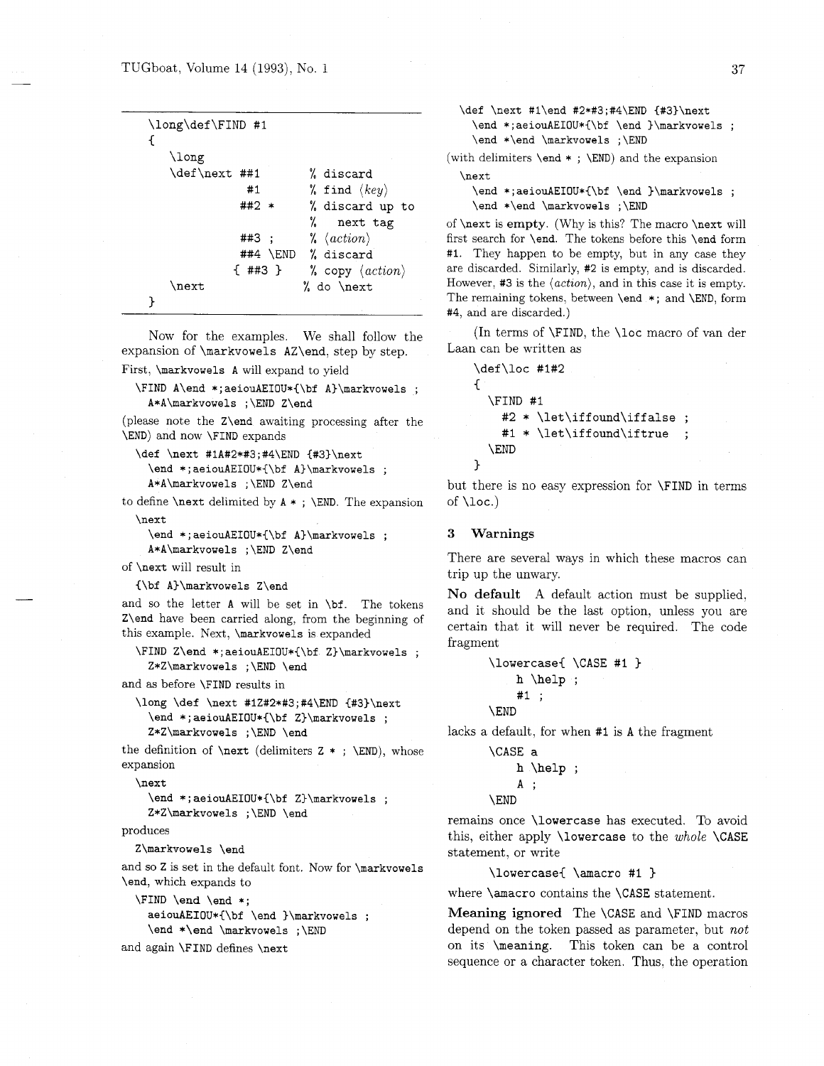```
\long\def\FIND #1
{
   \long
   \def\next ##1         % discard
              #1         % find ⟨key⟩
              ##2 *      % discard up to
                         %   next tag
              ##3 ;      % ⟨action⟩
              ##4 \END   % discard
             { ##3 }     % copy ⟨action⟩
   \next                 % do \next
}
```

Now for the examples. We shall follow the expansion of `\markvowels AZ\end`, step by step. First, `\markvowels A` will expand to yield

```
\FIND A\end *;aeiouAEIOU*{\bf A}\markvowels ;
   A*A\markvowels ;\END Z\end
```

(please note the `Z\end` awaiting processing after the `\END`) and now `\FIND` expands

```
\def \next #1A#2*#3;#4\END {#3}\next
   \end *;aeiouAEIOU*{\bf A}\markvowels ;
   A*A\markvowels ;\END Z\end
```

to define `\next` delimited by `A * ; \END`. The expansion

```
\next
   \end *;aeiouAEIOU*{\bf A}\markvowels ;
   A*A\markvowels ;\END Z\end
```

of `\next` will result in

```
{\bf A}\markvowels Z\end
```

and so the letter `A` will be set in `\bf`. The tokens `Z\end` have been carried along, from the beginning of this example. Next, `\markvowels` is expanded

```
\FIND Z\end *;aeiouAEIOU*{\bf Z}\markvowels ;
   Z*Z\markvowels ;\END \end
```

and as before `\FIND` results in

```
\long \def \next #1Z#2*#3;#4\END {#3}\next
   \end *;aeiouAEIOU*{\bf Z}\markvowels ;
   Z*Z\markvowels ;\END \end
```

the definition of `\next` (delimiters `Z * ; \END`), whose expansion

```
\next
   \end *;aeiouAEIOU*{\bf Z}\markvowels ;
   Z*Z\markvowels ;\END \end
```

produces

```
Z\markvowels \end
```

and so `Z` is set in the default font. Now for `\markvowels \end`, which expands to

```
\FIND \end \end *;
   aeiouAEIOU*{\bf \end }\markvowels ;
   \end *\end \markvowels ;\END
```

and again `\FIND` defines `\next`

```
\def \next #1\end #2*#3;#4\END {#3}\next
   \end *;aeiouAEIOU*{\bf \end }\markvowels ;
   \end *\end \markvowels ;\END
```

(with delimiters `\end * ; \END`) and the expansion

```
\next
   \end *;aeiouAEIOU*{\bf \end }\markvowels ;
   \end *\end \markvowels ;\END
```

of `\next` is **empty**. (Why is this? The macro `\next` will first search for `\end`. The tokens before this `\end` form `#1`. They happen to be empty, but in any case they are discarded. Similarly, `#2` is empty, and is discarded. However, `#3` is the ⟨*action*⟩, and in this case it is empty. The remaining tokens, between `\end *;` and `\END`, form `#4`, and are discarded.)

(In terms of `\FIND`, the `\loc` macro of van der Laan can be written as

```
\def\loc #1#2
{
   \FIND #1
      #2 * \let\iffound\iffalse ;
      #1 * \let\iffound\iftrue  ;
   \END
}
```

but there is no easy expression for `\FIND` in terms of `\loc`.)

## 3 Warnings

There are several ways in which these macros can trip up the unwary.

**No default** A default action must be supplied, and it should be the last option, unless you are certain that it will never be required. The code fragment

```
\lowercase{ \CASE #1 }
   h \help ;
   #1 ;
\END
```

lacks a default, for when `#1` is `A` the fragment

```
\CASE a
   h \help ;
   A ;
\END
```

remains once `\lowercase` has executed. To avoid this, either apply `\lowercase` to the *whole* `\CASE` statement, or write

```
\lowercase{ \amacro #1 }
```

where `\amacro` contains the `\CASE` statement.

**Meaning ignored** The `\CASE` and `\FIND` macros depend on the token passed as parameter, but *not* on its `\meaning`. This token can be a control sequence or a character token. Thus, the operation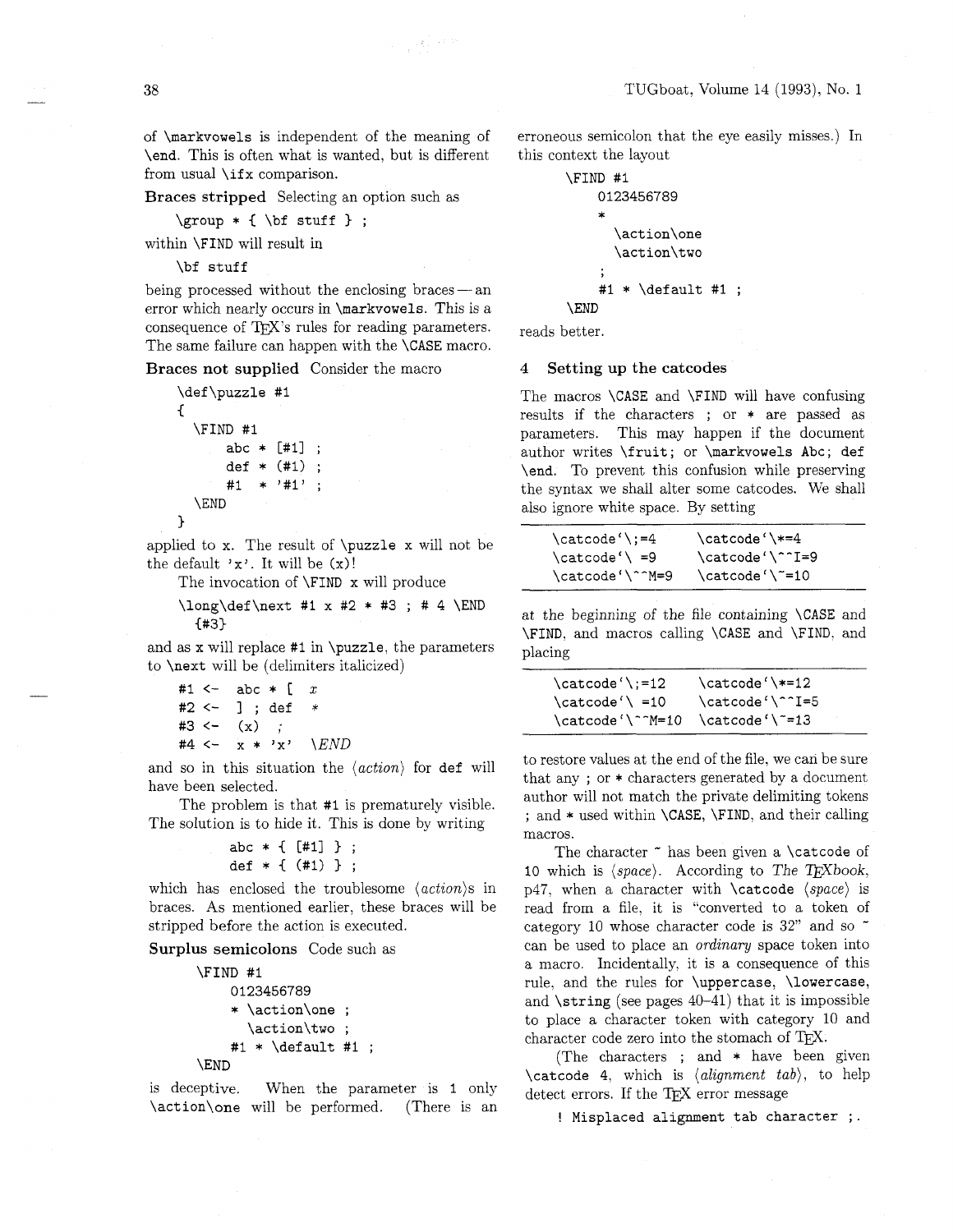of `\markvowels` is independent of the meaning of `\end`. This is often what is wanted, but is different from usual `\ifx` comparison.

**Braces stripped** Selecting an option such as

```
\group * { \bf stuff } ;
```

within `\FIND` will result in

```
\bf stuff
```

being processed without the enclosing braces — an error which nearly occurs in `\markvowels`. This is a consequence of TEX's rules for reading parameters. The same failure can happen with the `\CASE` macro.

**Braces not supplied** Consider the macro

```
\def\puzzle #1
{
  \FIND #1
      abc * [#1] ;
      def * (#1) ;
      #1  * '#1' ;
  \END
}
```

applied to x. The result of `\puzzle x` will not be the default `'x'`. It will be `(x)`!

The invocation of `\FIND x` will produce

```
\long\def\next #1 x #2 * #3 ; # 4 \END
  {#3}
```

and as x will replace `#1` in `\puzzle`, the parameters to `\next` will be (delimiters italicized)

```
#1 <-  abc * [  x
#2 <-  ] ; def  *
#3 <-  (x)  ;
#4 <-  x * 'x'  \END
```

and so in this situation the ⟨*action*⟩ for `def` will have been selected.

The problem is that `#1` is prematurely visible. The solution is to hide it. This is done by writing

```
abc * { [#1] } ;
def * { (#1) } ;
```

which has enclosed the troublesome ⟨*action*⟩s in braces. As mentioned earlier, these braces will be stripped before the action is executed.

**Surplus semicolons** Code such as

```
\FIND #1
    0123456789
    * \action\one ;
      \action\two ;
    #1 * \default #1 ;
\END
```

is deceptive. When the parameter is 1 only `\action\one` will be performed. (There is an erroneous semicolon that the eye easily misses.) In this context the layout

```
\FIND #1
    0123456789
    *
      \action\one
      \action\two
    ;
    #1 * \default #1 ;
\END
```

reads better.

## 4 Setting up the catcodes

The macros `\CASE` and `\FIND` will have confusing results if the characters ; or * are passed as parameters. This may happen if the document author writes `\fruit;` or `\markvowels Abc; def \end`. To prevent this confusion while preserving the syntax we shall alter some catcodes. We shall also ignore white space. By setting

```
\catcode`\;=4      \catcode`\*=4
\catcode`\ =9      \catcode`\^^I=9
\catcode`\^^M=9    \catcode`\~=10
```

at the beginning of the file containing `\CASE` and `\FIND`, and macros calling `\CASE` and `\FIND`, and placing

```
\catcode`\;=12     \catcode`\*=12
\catcode`\ =10     \catcode`\^^I=5
\catcode`\^^M=10   \catcode`\~=13
```

to restore values at the end of the file, we can be sure that any ; or * characters generated by a document author will not match the private delimiting tokens ; and * used within `\CASE`, `\FIND`, and their calling macros.

The character ~ has been given a `\catcode` of 10 which is ⟨*space*⟩. According to *The TEXbook*, p47, when a character with `\catcode` ⟨*space*⟩ is read from a file, it is "converted to a token of category 10 whose character code is 32" and so ~ can be used to place an *ordinary* space token into a macro. Incidentally, it is a consequence of this rule, and the rules for `\uppercase`, `\lowercase`, and `\string` (see pages 40–41) that it is impossible to place a character token with category 10 and character code zero into the stomach of TEX.

(The characters ; and * have been given `\catcode` 4, which is ⟨*alignment tab*⟩, to help detect errors. If the TEX error message

```
! Misplaced alignment tab character ;.
```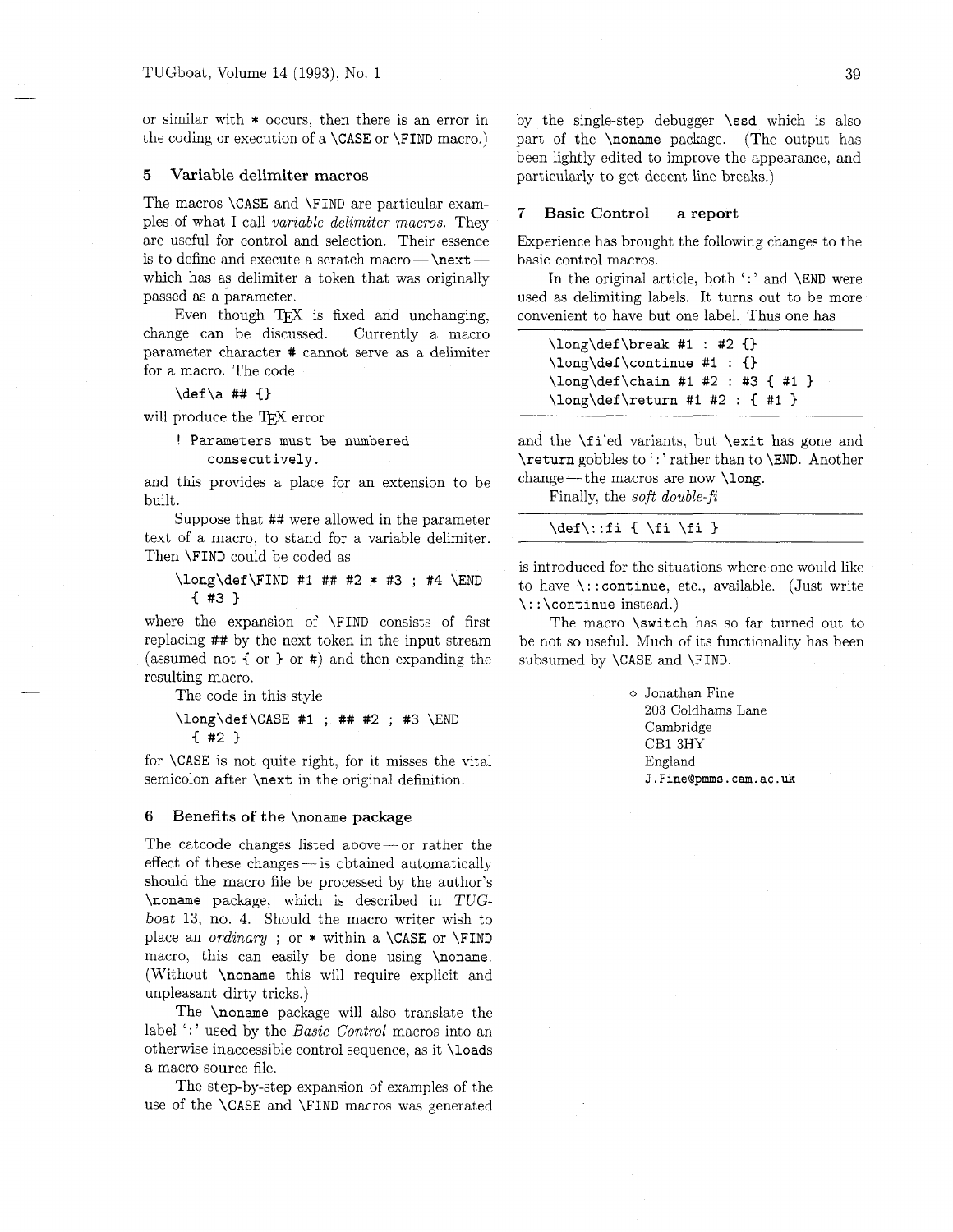or similar with * occurs, then there is an error in the coding or execution of a \CASE or \FIND macro.)

## 5 Variable delimiter macros

The macros \CASE and \FIND are particular examples of what I call *variable delimiter macros*. They are useful for control and selection. Their essence is to define and execute a scratch macro — \next — which has as delimiter a token that was originally passed as a parameter.

Even though TEX is fixed and unchanging, change can be discussed. Currently a macro parameter character # cannot serve as a delimiter for a macro. The code

```
\def\a ## {}
```

will produce the TEX error

```
! Parameters must be numbered
    consecutively.
```

and this provides a place for an extension to be built.

Suppose that ## were allowed in the parameter text of a macro, to stand for a variable delimiter. Then \FIND could be coded as

```
\long\def\FIND #1 ## #2 * #3 ; #4 \END
  { #3 }
```

where the expansion of \FIND consists of first replacing ## by the next token in the input stream (assumed not { or } or #) and then expanding the resulting macro.

The code in this style

```
\long\def\CASE #1 ; ## #2 ; #3 \END
  { #2 }
```

for \CASE is not quite right, for it misses the vital semicolon after \next in the original definition.

## 6 Benefits of the \noname package

The catcode changes listed above — or rather the effect of these changes — is obtained automatically should the macro file be processed by the author's \noname package, which is described in *TUGboat* 13, no. 4. Should the macro writer wish to place an *ordinary* ; or * within a \CASE or \FIND macro, this can easily be done using \noname. (Without \noname this will require explicit and unpleasant dirty tricks.)

The \noname package will also translate the label ':' used by the *Basic Control* macros into an otherwise inaccessible control sequence, as it \loads a macro source file.

The step-by-step expansion of examples of the use of the \CASE and \FIND macros was generated by the single-step debugger \ssd which is also part of the \noname package. (The output has been lightly edited to improve the appearance, and particularly to get decent line breaks.)

## 7 Basic Control — a report

Experience has brought the following changes to the basic control macros.

In the original article, both ':' and \END were used as delimiting labels. It turns out to be more convenient to have but one label. Thus one has

```
\long\def\break #1 : #2 {}
\long\def\continue #1 : {}
\long\def\chain #1 #2 : #3 { #1 }
\long\def\return #1 #2 : { #1 }
```

and the \fi'ed variants, but \exit has gone and \return gobbles to ':' rather than to \END. Another change — the macros are now \long.

Finally, the *soft double-fi*

```
\def\::fi { \fi \fi }
```

is introduced for the situations where one would like to have \::continue, etc., available. (Just write \::\continue instead.)

The macro \switch has so far turned out to be not so useful. Much of its functionality has been subsumed by \CASE and \FIND.

◇ Jonathan Fine
203 Coldhams Lane
Cambridge
CB1 3HY
England
J.Fine@pmms.cam.ac.uk